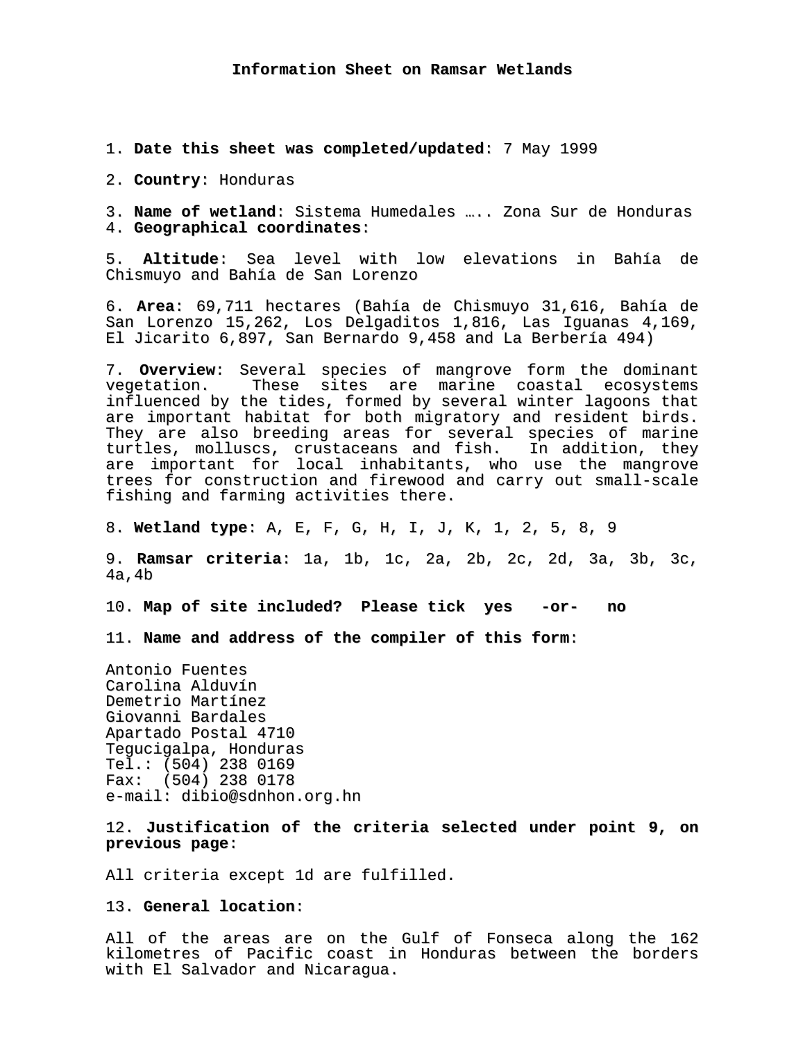# Information Sheet on Ramsar Wetlands

1. **Date this sheet was completed/updated**: 7 May 1999

2. **Country**: Honduras

3. **Name of wetland**: Sistema Humedales ….. Zona Sur de Honduras
4. **Geographical coordinates**:

5. **Altitude**: Sea level with low elevations in Bahía de Chismuyo and Bahía de San Lorenzo

6. **Area**: 69,711 hectares (Bahía de Chismuyo 31,616, Bahía de San Lorenzo 15,262, Los Delgaditos 1,816, Las Iguanas 4,169, El Jicarito 6,897, San Bernardo 9,458 and La Berbería 494)

7. **Overview**: Several species of mangrove form the dominant vegetation. These sites are marine coastal ecosystems influenced by the tides, formed by several winter lagoons that are important habitat for both migratory and resident birds. They are also breeding areas for several species of marine turtles, molluscs, crustaceans and fish. In addition, they are important for local inhabitants, who use the mangrove trees for construction and firewood and carry out small-scale fishing and farming activities there.

8. **Wetland type**: A, E, F, G, H, I, J, K, 1, 2, 5, 8, 9

9. **Ramsar criteria**: 1a, 1b, 1c, 2a, 2b, 2c, 2d, 3a, 3b, 3c, 4a,4b

10. **Map of site included? Please tick yes -or- no**

11. **Name and address of the compiler of this form**:

Antonio Fuentes
Carolina Alduvín
Demetrio Martínez
Giovanni Bardales
Apartado Postal 4710
Tegucigalpa, Honduras
Tel.: (504) 238 0169
Fax: (504) 238 0178
e-mail: dibio@sdnhon.org.hn

12. **Justification of the criteria selected under point 9, on previous page**:

All criteria except 1d are fulfilled.

13. **General location**:

All of the areas are on the Gulf of Fonseca along the 162 kilometres of Pacific coast in Honduras between the borders with El Salvador and Nicaragua.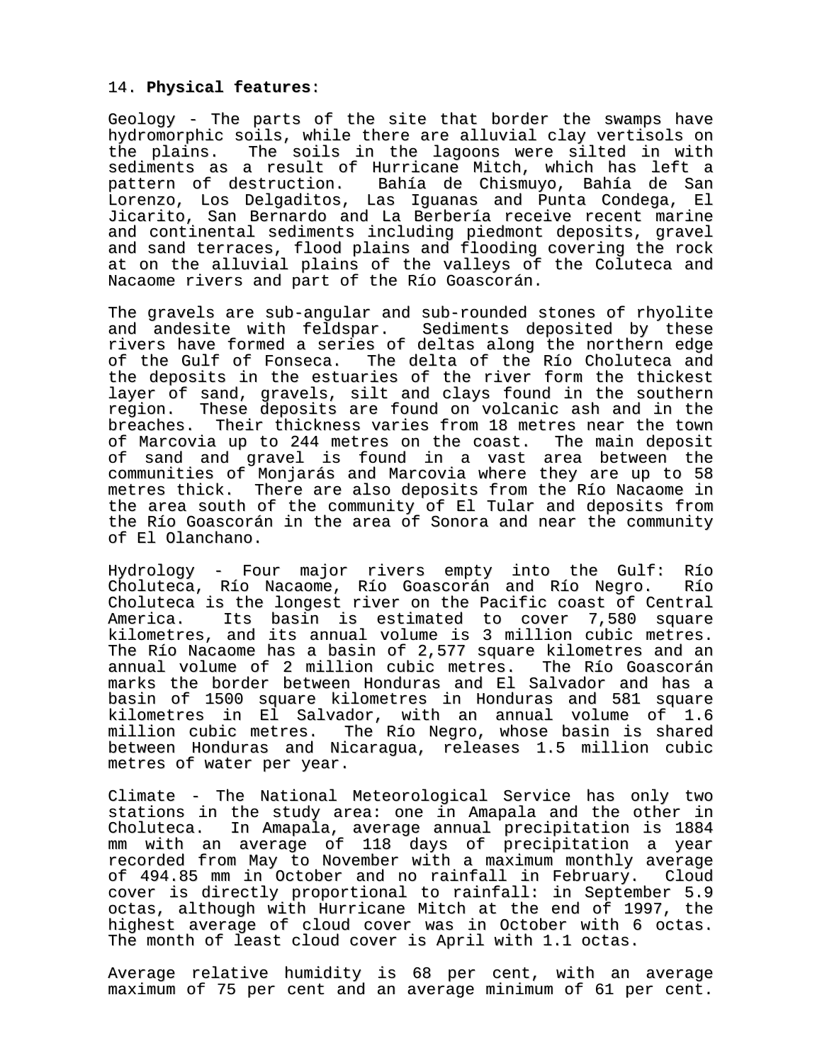14. **Physical features**:

Geology - The parts of the site that border the swamps have hydromorphic soils, while there are alluvial clay vertisols on the plains. The soils in the lagoons were silted in with sediments as a result of Hurricane Mitch, which has left a pattern of destruction. Bahía de Chismuyo, Bahía de San Lorenzo, Los Delgaditos, Las Iguanas and Punta Condega, El Jicarito, San Bernardo and La Berbería receive recent marine and continental sediments including piedmont deposits, gravel and sand terraces, flood plains and flooding covering the rock at on the alluvial plains of the valleys of the Coluteca and Nacaome rivers and part of the Río Goascorán.

The gravels are sub-angular and sub-rounded stones of rhyolite and andesite with feldspar. Sediments deposited by these rivers have formed a series of deltas along the northern edge of the Gulf of Fonseca. The delta of the Río Choluteca and the deposits in the estuaries of the river form the thickest layer of sand, gravels, silt and clays found in the southern region. These deposits are found on volcanic ash and in the breaches. Their thickness varies from 18 metres near the town of Marcovia up to 244 metres on the coast. The main deposit of sand and gravel is found in a vast area between the communities of Monjarás and Marcovia where they are up to 58 metres thick. There are also deposits from the Río Nacaome in the area south of the community of El Tular and deposits from the Río Goascorán in the area of Sonora and near the community of El Olanchano.

Hydrology - Four major rivers empty into the Gulf: Río Choluteca, Río Nacaome, Río Goascorán and Río Negro. Río Choluteca is the longest river on the Pacific coast of Central America. Its basin is estimated to cover 7,580 square kilometres, and its annual volume is 3 million cubic metres. The Río Nacaome has a basin of 2,577 square kilometres and an annual volume of 2 million cubic metres. The Río Goascorán marks the border between Honduras and El Salvador and has a basin of 1500 square kilometres in Honduras and 581 square kilometres in El Salvador, with an annual volume of 1.6 million cubic metres. The Río Negro, whose basin is shared between Honduras and Nicaragua, releases 1.5 million cubic metres of water per year.

Climate - The National Meteorological Service has only two stations in the study area: one in Amapala and the other in Choluteca. In Amapala, average annual precipitation is 1884 mm with an average of 118 days of precipitation a year recorded from May to November with a maximum monthly average of 494.85 mm in October and no rainfall in February. Cloud cover is directly proportional to rainfall: in September 5.9 octas, although with Hurricane Mitch at the end of 1997, the highest average of cloud cover was in October with 6 octas. The month of least cloud cover is April with 1.1 octas.

Average relative humidity is 68 per cent, with an average maximum of 75 per cent and an average minimum of 61 per cent.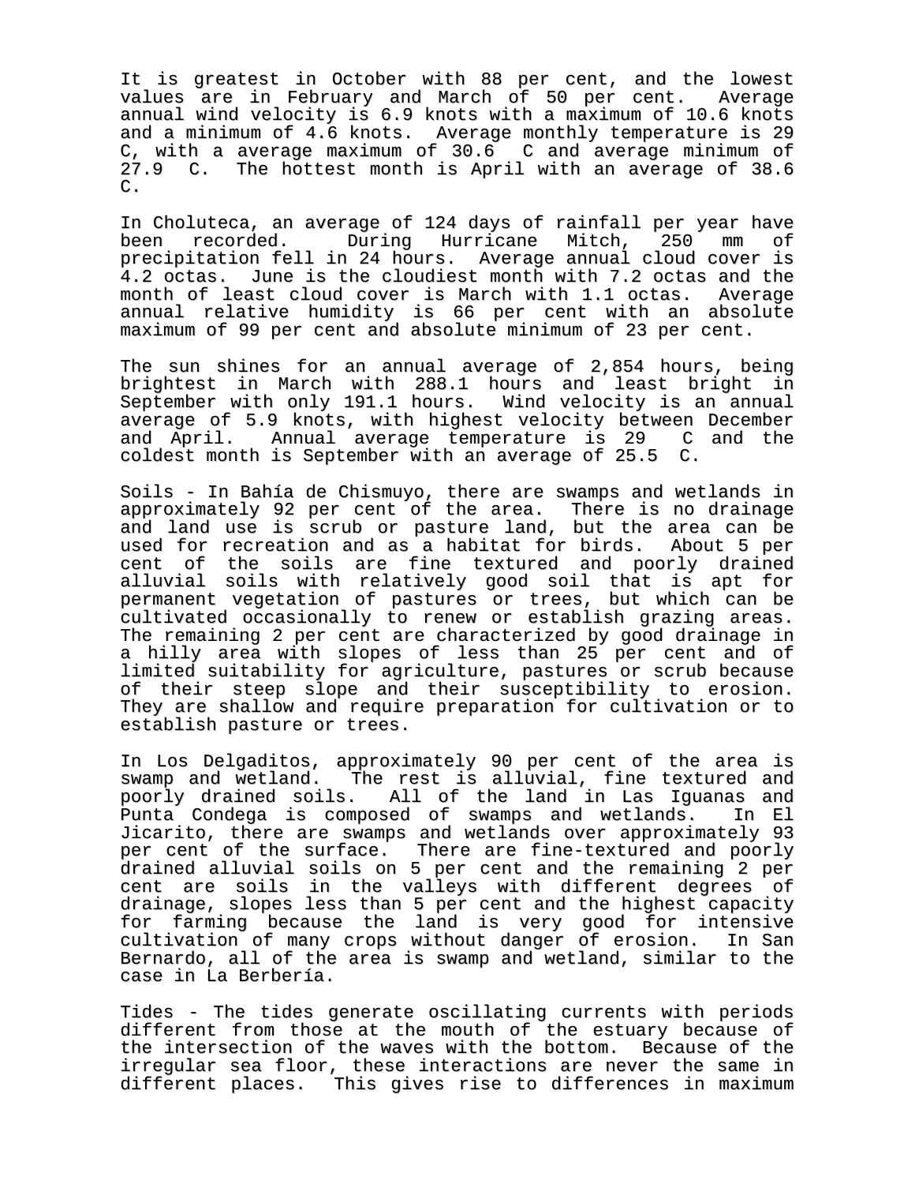It is greatest in October with 88 per cent, and the lowest values are in February and March of 50 per cent. Average annual wind velocity is 6.9 knots with a maximum of 10.6 knots and a minimum of 4.6 knots. Average monthly temperature is 29 C, with a average maximum of 30.6 C and average minimum of 27.9 C. The hottest month is April with an average of 38.6 C.

In Choluteca, an average of 124 days of rainfall per year have been recorded. During Hurricane Mitch, 250 mm of precipitation fell in 24 hours. Average annual cloud cover is 4.2 octas. June is the cloudiest month with 7.2 octas and the month of least cloud cover is March with 1.1 octas. Average annual relative humidity is 66 per cent with an absolute maximum of 99 per cent and absolute minimum of 23 per cent.

The sun shines for an annual average of 2,854 hours, being brightest in March with 288.1 hours and least bright in September with only 191.1 hours. Wind velocity is an annual average of 5.9 knots, with highest velocity between December and April. Annual average temperature is 29 C and the coldest month is September with an average of 25.5 C.

Soils - In Bahía de Chismuyo, there are swamps and wetlands in approximately 92 per cent of the area. There is no drainage and land use is scrub or pasture land, but the area can be used for recreation and as a habitat for birds. About 5 per cent of the soils are fine textured and poorly drained alluvial soils with relatively good soil that is apt for permanent vegetation of pastures or trees, but which can be cultivated occasionally to renew or establish grazing areas. The remaining 2 per cent are characterized by good drainage in a hilly area with slopes of less than 25 per cent and of limited suitability for agriculture, pastures or scrub because of their steep slope and their susceptibility to erosion. They are shallow and require preparation for cultivation or to establish pasture or trees.

In Los Delgaditos, approximately 90 per cent of the area is swamp and wetland. The rest is alluvial, fine textured and poorly drained soils. All of the land in Las Iguanas and Punta Condega is composed of swamps and wetlands. In El Jicarito, there are swamps and wetlands over approximately 93 per cent of the surface. There are fine-textured and poorly drained alluvial soils on 5 per cent and the remaining 2 per cent are soils in the valleys with different degrees of drainage, slopes less than 5 per cent and the highest capacity for farming because the land is very good for intensive cultivation of many crops without danger of erosion. In San Bernardo, all of the area is swamp and wetland, similar to the case in La Berbería.

Tides - The tides generate oscillating currents with periods different from those at the mouth of the estuary because of the intersection of the waves with the bottom. Because of the irregular sea floor, these interactions are never the same in different places. This gives rise to differences in maximum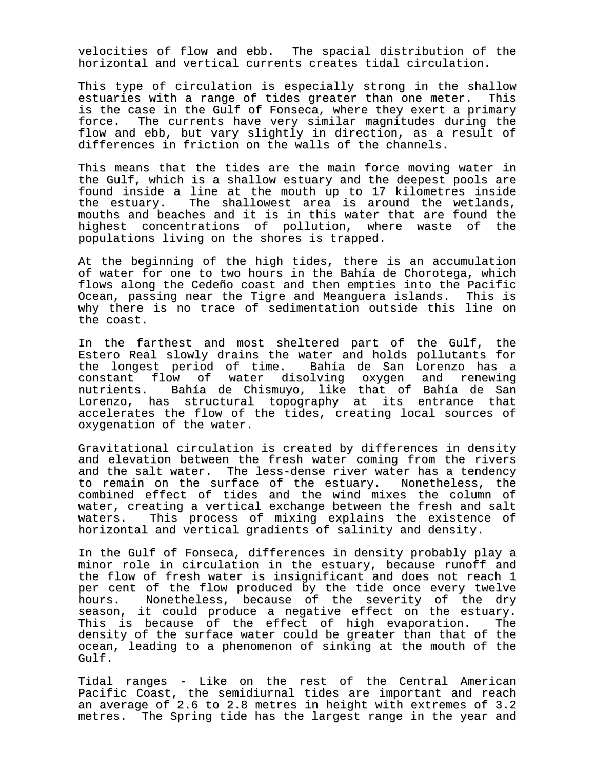velocities of flow and ebb. The spacial distribution of the horizontal and vertical currents creates tidal circulation.

This type of circulation is especially strong in the shallow estuaries with a range of tides greater than one meter. This is the case in the Gulf of Fonseca, where they exert a primary force. The currents have very similar magnitudes during the flow and ebb, but vary slightly in direction, as a result of differences in friction on the walls of the channels.

This means that the tides are the main force moving water in the Gulf, which is a shallow estuary and the deepest pools are found inside a line at the mouth up to 17 kilometres inside the estuary. The shallowest area is around the wetlands, mouths and beaches and it is in this water that are found the highest concentrations of pollution, where waste of the populations living on the shores is trapped.

At the beginning of the high tides, there is an accumulation of water for one to two hours in the Bahía de Chorotega, which flows along the Cedeño coast and then empties into the Pacific Ocean, passing near the Tigre and Meanguera islands. This is why there is no trace of sedimentation outside this line on the coast.

In the farthest and most sheltered part of the Gulf, the Estero Real slowly drains the water and holds pollutants for the longest period of time. Bahía de San Lorenzo has a constant flow of water disolving oxygen and renewing nutrients. Bahía de Chismuyo, like that of Bahía de San Lorenzo, has structural topography at its entrance that accelerates the flow of the tides, creating local sources of oxygenation of the water.

Gravitational circulation is created by differences in density and elevation between the fresh water coming from the rivers and the salt water. The less-dense river water has a tendency to remain on the surface of the estuary. Nonetheless, the combined effect of tides and the wind mixes the column of water, creating a vertical exchange between the fresh and salt waters. This process of mixing explains the existence of horizontal and vertical gradients of salinity and density.

In the Gulf of Fonseca, differences in density probably play a minor role in circulation in the estuary, because runoff and the flow of fresh water is insignificant and does not reach 1 per cent of the flow produced by the tide once every twelve hours. Nonetheless, because of the severity of the dry season, it could produce a negative effect on the estuary. This is because of the effect of high evaporation. The density of the surface water could be greater than that of the ocean, leading to a phenomenon of sinking at the mouth of the Gulf.

Tidal ranges - Like on the rest of the Central American Pacific Coast, the semidiurnal tides are important and reach an average of 2.6 to 2.8 metres in height with extremes of 3.2 metres. The Spring tide has the largest range in the year and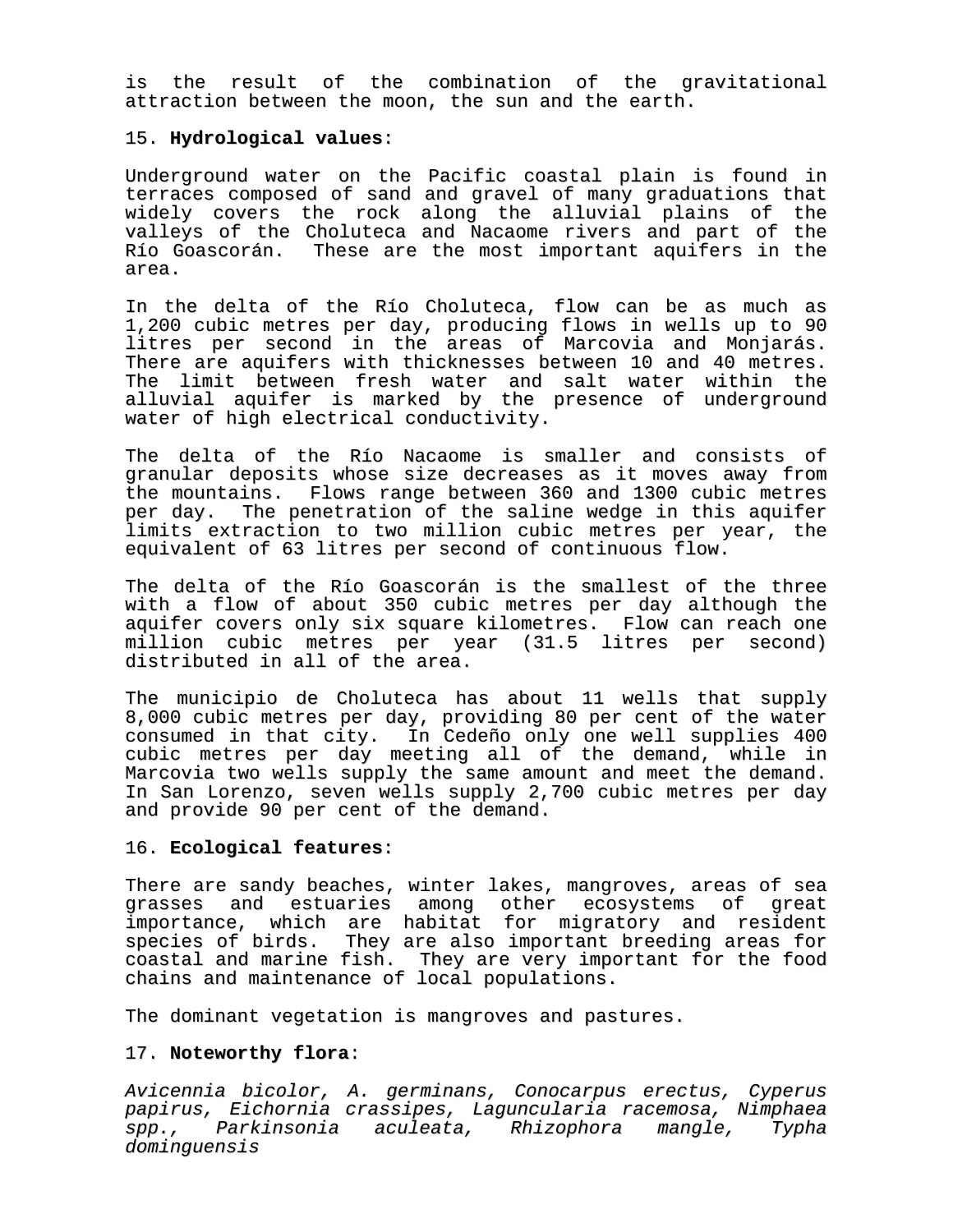is the result of the combination of the gravitational attraction between the moon, the sun and the earth.

15. **Hydrological values**:

Underground water on the Pacific coastal plain is found in terraces composed of sand and gravel of many graduations that widely covers the rock along the alluvial plains of the valleys of the Choluteca and Nacaome rivers and part of the Río Goascorán. These are the most important aquifers in the area.

In the delta of the Río Choluteca, flow can be as much as 1,200 cubic metres per day, producing flows in wells up to 90 litres per second in the areas of Marcovia and Monjarás. There are aquifers with thicknesses between 10 and 40 metres. The limit between fresh water and salt water within the alluvial aquifer is marked by the presence of underground water of high electrical conductivity.

The delta of the Río Nacaome is smaller and consists of granular deposits whose size decreases as it moves away from the mountains. Flows range between 360 and 1300 cubic metres per day. The penetration of the saline wedge in this aquifer limits extraction to two million cubic metres per year, the equivalent of 63 litres per second of continuous flow.

The delta of the Río Goascorán is the smallest of the three with a flow of about 350 cubic metres per day although the aquifer covers only six square kilometres. Flow can reach one million cubic metres per year (31.5 litres per second) distributed in all of the area.

The municipio de Choluteca has about 11 wells that supply 8,000 cubic metres per day, providing 80 per cent of the water consumed in that city. In Cedeño only one well supplies 400 cubic metres per day meeting all of the demand, while in Marcovia two wells supply the same amount and meet the demand. In San Lorenzo, seven wells supply 2,700 cubic metres per day and provide 90 per cent of the demand.

16. **Ecological features**:

There are sandy beaches, winter lakes, mangroves, areas of sea grasses and estuaries among other ecosystems of great importance, which are habitat for migratory and resident species of birds. They are also important breeding areas for coastal and marine fish. They are very important for the food chains and maintenance of local populations.

The dominant vegetation is mangroves and pastures.

17. **Noteworthy flora**:

*Avicennia bicolor, A. germinans, Conocarpus erectus, Cyperus papirus, Eichornia crassipes, Laguncularia racemosa, Nimphaea spp., Parkinsonia aculeata, Rhizophora mangle, Typha dominguensis*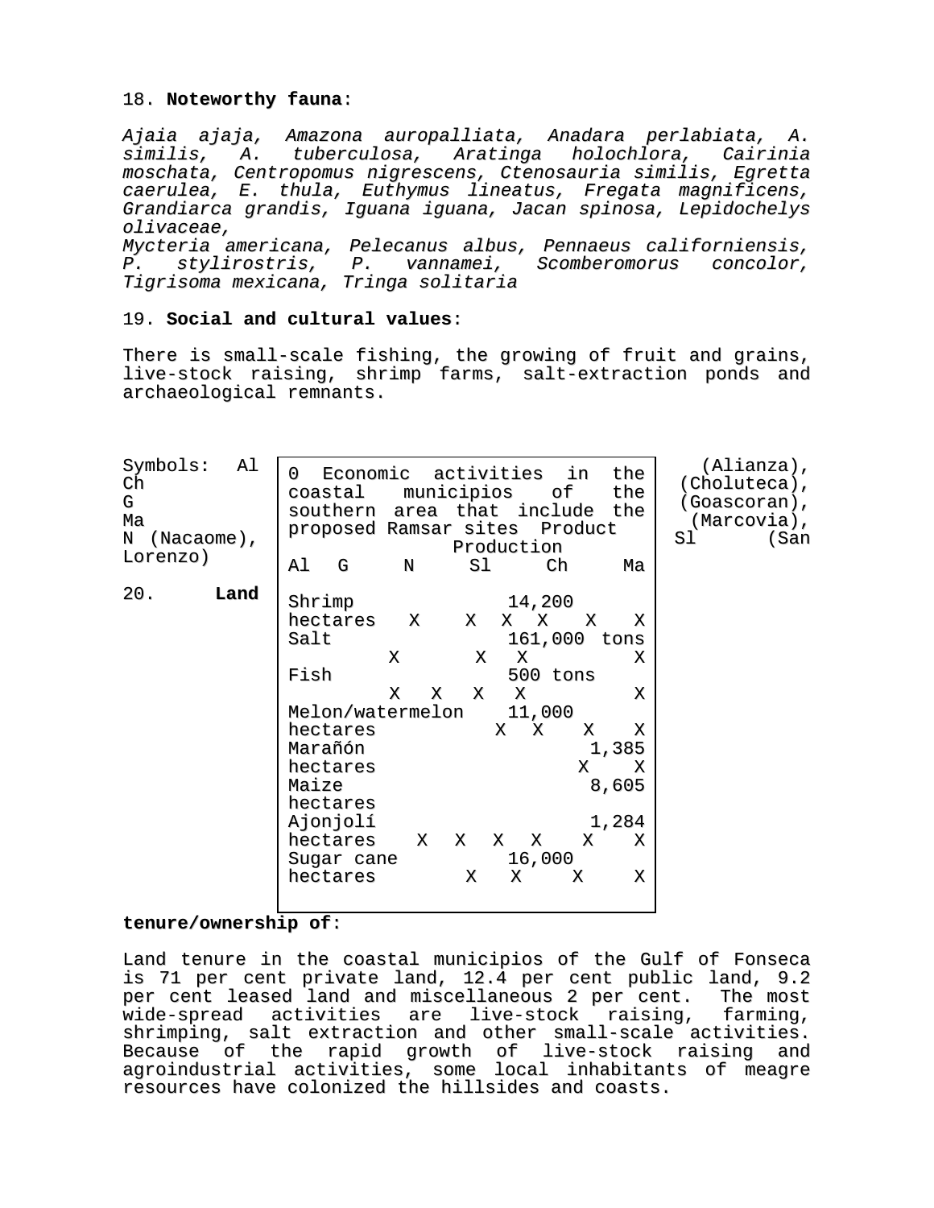18. **Noteworthy fauna**:

*Ajaia ajaja, Amazona auropalliata, Anadara perlabiata, A. similis, A. tuberculosa, Aratinga holochlora, Cairinia moschata, Centropomus nigrescens, Ctenosauria similis, Egretta caerulea, E. thula, Euthymus lineatus, Fregata magnificens, Grandiarca grandis, Iguana iguana, Jacan spinosa, Lepidochelys olivaceae,*
*Mycteria americana, Pelecanus albus, Pennaeus californiensis, P. stylirostris, P. vannamei, Scomberomorus concolor, Tigrisoma mexicana, Tringa solitaria*

19. **Social and cultural values**:

There is small-scale fishing, the growing of fruit and grains, live-stock raising, shrimp farms, salt-extraction ponds and archaeological remnants.

0 Economic activities in the coastal municipios of the southern area that include the proposed Ramsar sites

| Product | Production | Al | G | N | Sl | Ch | Ma |
|---|---|---|---|---|---|---|---|
| Shrimp | 14,200 hectares | X | X | X | X | X | X |
| Salt | 161,000 tons | X | | X | X | | X |
| Fish | 500 tons | X | X | X | X | | X |
| Melon/watermelon | 11,000 hectares | | | X | X | X | X |
| Marañón | 1,385 hectares | | | | | X | X |
| Maize | 8,605 hectares | | | | | | |
| Ajonjolí | 1,284 hectares | X | X | X | X | X | X |
| Sugar cane | 16,000 hectares | | | X | X | X | X |

Symbols: Al (Alianza), Ch (Choluteca), G (Goascoran), Ma (Marcovia), N (Nacaome), Sl (San Lorenzo)

20. **Land tenure/ownership of**:

Land tenure in the coastal municipios of the Gulf of Fonseca is 71 per cent private land, 12.4 per cent public land, 9.2 per cent leased land and miscellaneous 2 per cent. The most wide-spread activities are live-stock raising, farming, shrimping, salt extraction and other small-scale activities. Because of the rapid growth of live-stock raising and agroindustrial activities, some local inhabitants of meagre resources have colonized the hillsides and coasts.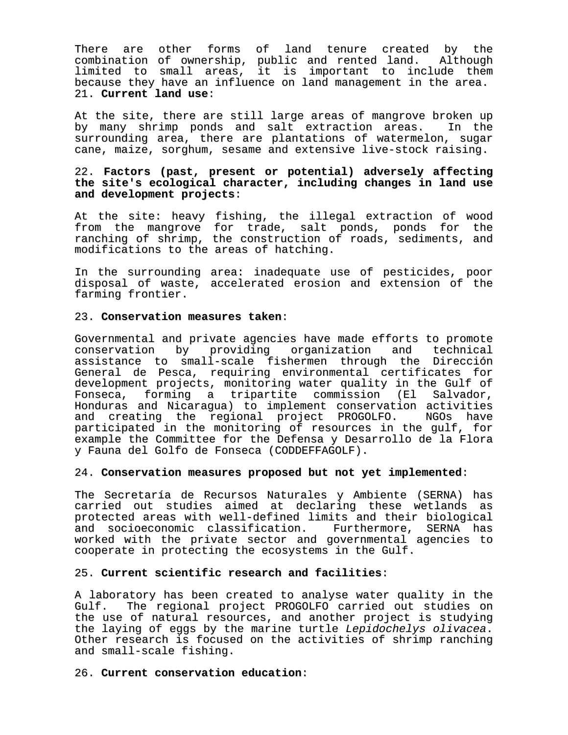There are other forms of land tenure created by the combination of ownership, public and rented land. Although limited to small areas, it is important to include them because they have an influence on land management in the area.

21. **Current land use**:

At the site, there are still large areas of mangrove broken up by many shrimp ponds and salt extraction areas. In the surrounding area, there are plantations of watermelon, sugar cane, maize, sorghum, sesame and extensive live-stock raising.

22. **Factors (past, present or potential) adversely affecting the site's ecological character, including changes in land use and development projects**:

At the site: heavy fishing, the illegal extraction of wood from the mangrove for trade, salt ponds, ponds for the ranching of shrimp, the construction of roads, sediments, and modifications to the areas of hatching.

In the surrounding area: inadequate use of pesticides, poor disposal of waste, accelerated erosion and extension of the farming frontier.

23. **Conservation measures taken**:

Governmental and private agencies have made efforts to promote conservation by providing organization and technical assistance to small-scale fishermen through the Dirección General de Pesca, requiring environmental certificates for development projects, monitoring water quality in the Gulf of Fonseca, forming a tripartite commission (El Salvador, Honduras and Nicaragua) to implement conservation activities and creating the regional project PROGOLFO. NGOs have participated in the monitoring of resources in the gulf, for example the Committee for the Defensa y Desarrollo de la Flora y Fauna del Golfo de Fonseca (CODDEFFAGOLF).

24. **Conservation measures proposed but not yet implemented**:

The Secretaría de Recursos Naturales y Ambiente (SERNA) has carried out studies aimed at declaring these wetlands as protected areas with well-defined limits and their biological and socioeconomic classification. Furthermore, SERNA has worked with the private sector and governmental agencies to cooperate in protecting the ecosystems in the Gulf.

25. **Current scientific research and facilities**:

A laboratory has been created to analyse water quality in the Gulf. The regional project PROGOLFO carried out studies on the use of natural resources, and another project is studying the laying of eggs by the marine turtle *Lepidochelys olivacea*. Other research is focused on the activities of shrimp ranching and small-scale fishing.

26. **Current conservation education**: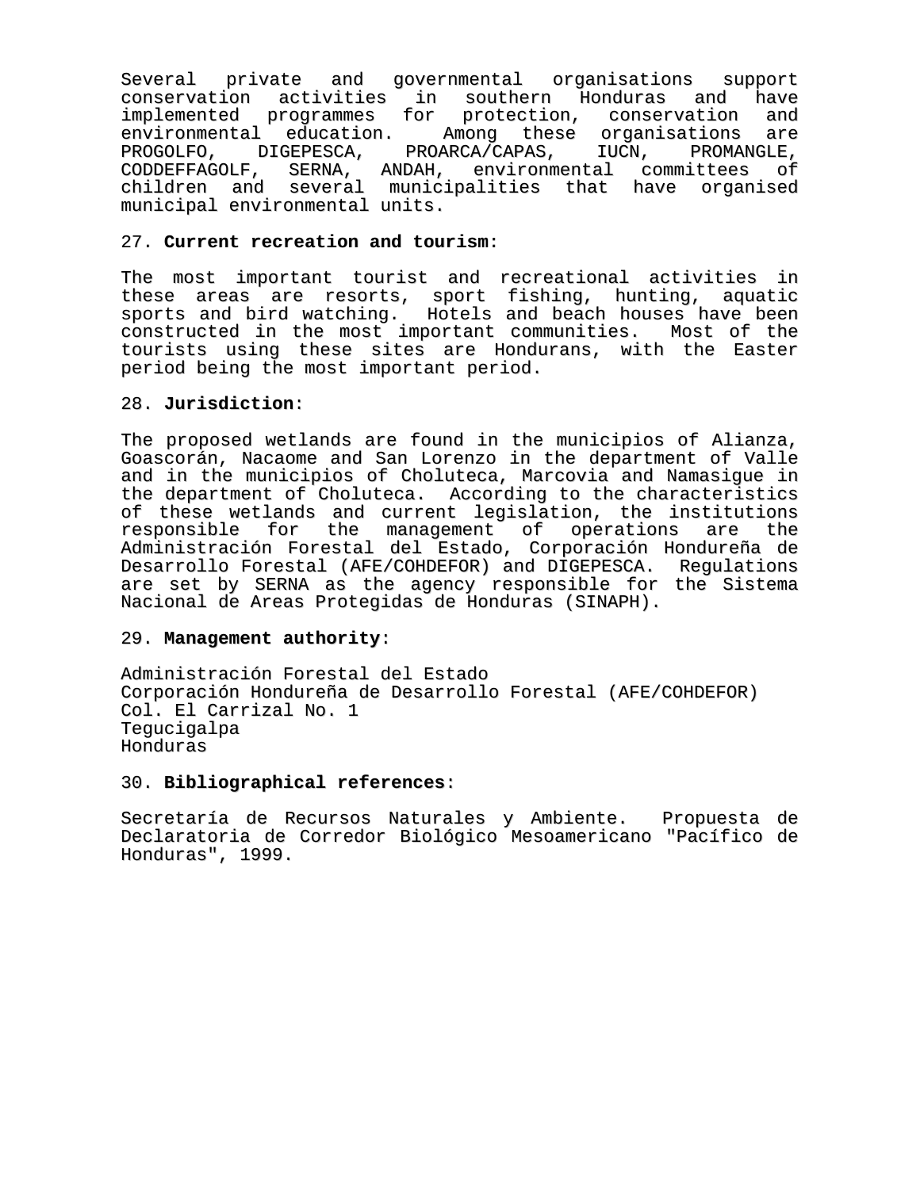Several private and governmental organisations support conservation activities in southern Honduras and have implemented programmes for protection, conservation and environmental education. Among these organisations are PROGOLFO, DIGEPESCA, PROARCA/CAPAS, IUCN, PROMANGLE, CODDEFFAGOLF, SERNA, ANDAH, environmental committees of children and several municipalities that have organised municipal environmental units.

27. **Current recreation and tourism**:

The most important tourist and recreational activities in these areas are resorts, sport fishing, hunting, aquatic sports and bird watching. Hotels and beach houses have been constructed in the most important communities. Most of the tourists using these sites are Hondurans, with the Easter period being the most important period.

28. **Jurisdiction**:

The proposed wetlands are found in the municipios of Alianza, Goascorán, Nacaome and San Lorenzo in the department of Valle and in the municipios of Choluteca, Marcovia and Namasigue in the department of Choluteca. According to the characteristics of these wetlands and current legislation, the institutions responsible for the management of operations are the Administración Forestal del Estado, Corporación Hondureña de Desarrollo Forestal (AFE/COHDEFOR) and DIGEPESCA. Regulations are set by SERNA as the agency responsible for the Sistema Nacional de Areas Protegidas de Honduras (SINAPH).

29. **Management authority**:

Administración Forestal del Estado
Corporación Hondureña de Desarrollo Forestal (AFE/COHDEFOR)
Col. El Carrizal No. 1
Tegucigalpa
Honduras

30. **Bibliographical references**:

Secretaría de Recursos Naturales y Ambiente. Propuesta de Declaratoria de Corredor Biológico Mesoamericano "Pacífico de Honduras", 1999.